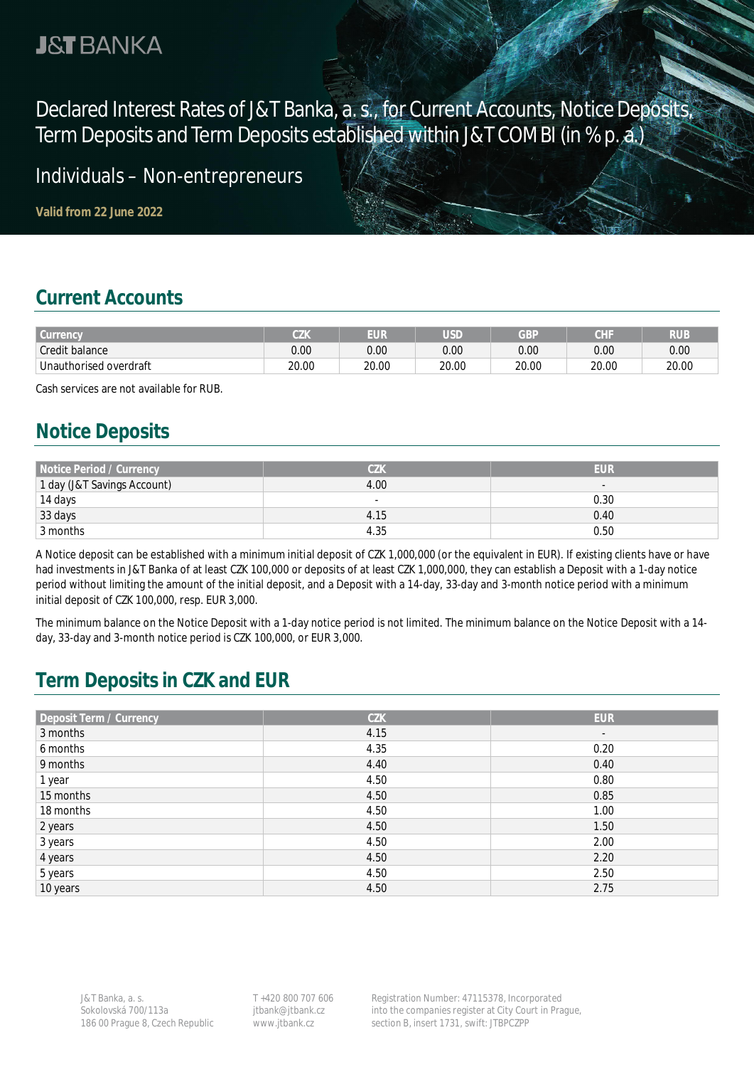J&T BANKA

# Declared Interest Rates of J&T Banka, a. s., for Current Accounts, Notice Deposits, Term Deposits and Term Deposits established within J&T COMBI (in % p. a.)

Individuals – Non-entrepreneurs

**Valid from 22 June 2022**

## Current Accounts

| Currency | CZK | EUR | USD | GBP | CHF | RUB |
|---|---|---|---|---|---|---|
| Credit balance | 0.00 | 0.00 | 0.00 | 0.00 | 0.00 | 0.00 |
| Unauthorised overdraft | 20.00 | 20.00 | 20.00 | 20.00 | 20.00 | 20.00 |

Cash services are not available for RUB.

## Notice Deposits

| Notice Period / Currency | CZK | EUR |
|---|---|---|
| 1 day (J&T Savings Account) | 4.00 | - |
| 14 days | - | 0.30 |
| 33 days | 4.15 | 0.40 |
| 3 months | 4.35 | 0.50 |

A Notice deposit can be established with a minimum initial deposit of CZK 1,000,000 (or the equivalent in EUR). If existing clients have or have had investments in J&T Banka of at least CZK 100,000 or deposits of at least CZK 1,000,000, they can establish a Deposit with a 1-day notice period without limiting the amount of the initial deposit, and a Deposit with a 14-day, 33-day and 3-month notice period with a minimum initial deposit of CZK 100,000, resp. EUR 3,000.

The minimum balance on the Notice Deposit with a 1-day notice period is not limited. The minimum balance on the Notice Deposit with a 14-day, 33-day and 3-month notice period is CZK 100,000, or EUR 3,000.

## Term Deposits in CZK and EUR

| Deposit Term / Currency | CZK | EUR |
|---|---|---|
| 3 months | 4.15 | - |
| 6 months | 4.35 | 0.20 |
| 9 months | 4.40 | 0.40 |
| 1 year | 4.50 | 0.80 |
| 15 months | 4.50 | 0.85 |
| 18 months | 4.50 | 1.00 |
| 2 years | 4.50 | 1.50 |
| 3 years | 4.50 | 2.00 |
| 4 years | 4.50 | 2.20 |
| 5 years | 4.50 | 2.50 |
| 10 years | 4.50 | 2.75 |

J&T Banka, a. s.
Sokolovská 700/113a
186 00 Prague 8, Czech Republic

T +420 800 707 606
jtbank@jtbank.cz
www.jtbank.cz

Registration Number: 47115378, Incorporated into the companies register at City Court in Prague, section B, insert 1731, swift: JTBPCZPP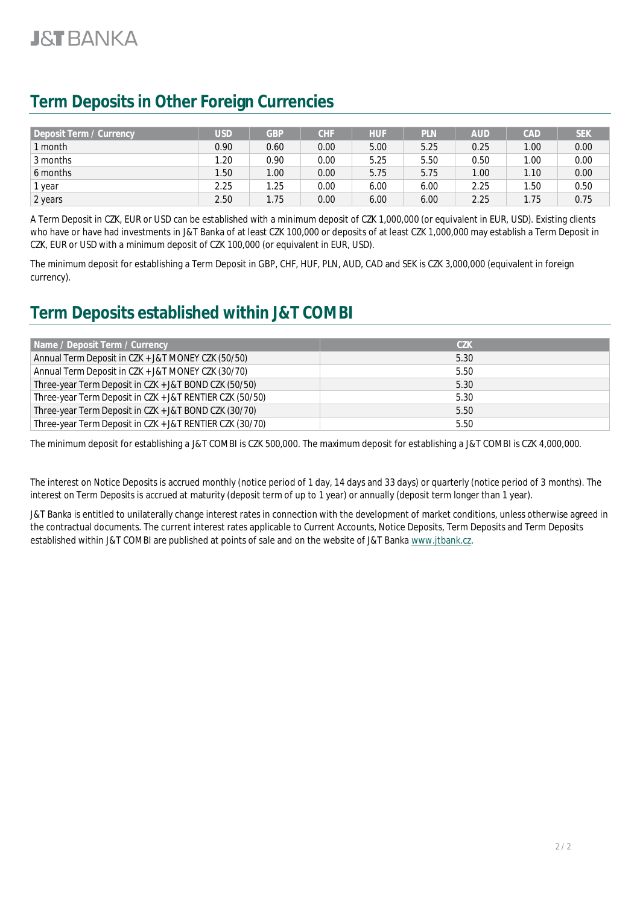## Term Deposits in Other Foreign Currencies

| Deposit Term / Currency | USD | GBP | CHF | HUF | PLN | AUD | CAD | SEK |
|---|---|---|---|---|---|---|---|---|
| 1 month | 0.90 | 0.60 | 0.00 | 5.00 | 5.25 | 0.25 | 1.00 | 0.00 |
| 3 months | 1.20 | 0.90 | 0.00 | 5.25 | 5.50 | 0.50 | 1.00 | 0.00 |
| 6 months | 1.50 | 1.00 | 0.00 | 5.75 | 5.75 | 1.00 | 1.10 | 0.00 |
| 1 year | 2.25 | 1.25 | 0.00 | 6.00 | 6.00 | 2.25 | 1.50 | 0.50 |
| 2 years | 2.50 | 1.75 | 0.00 | 6.00 | 6.00 | 2.25 | 1.75 | 0.75 |

A Term Deposit in CZK, EUR or USD can be established with a minimum deposit of CZK 1,000,000 (or equivalent in EUR, USD). Existing clients who have or have had investments in J&T Banka of at least CZK 100,000 or deposits of at least CZK 1,000,000 may establish a Term Deposit in CZK, EUR or USD with a minimum deposit of CZK 100,000 (or equivalent in EUR, USD).

The minimum deposit for establishing a Term Deposit in GBP, CHF, HUF, PLN, AUD, CAD and SEK is CZK 3,000,000 (equivalent in foreign currency).

## Term Deposits established within J&T COMBI

| Name / Deposit Term / Currency | CZK |
|---|---|
| Annual Term Deposit in CZK + J&T MONEY CZK (50/50) | 5.30 |
| Annual Term Deposit in CZK + J&T MONEY CZK (30/70) | 5.50 |
| Three-year Term Deposit in CZK + J&T BOND CZK (50/50) | 5.30 |
| Three-year Term Deposit in CZK + J&T RENTIER CZK (50/50) | 5.30 |
| Three-year Term Deposit in CZK + J&T BOND CZK (30/70) | 5.50 |
| Three-year Term Deposit in CZK + J&T RENTIER CZK (30/70) | 5.50 |

The minimum deposit for establishing a J&T COMBI is CZK 500,000. The maximum deposit for establishing a J&T COMBI is CZK 4,000,000.

The interest on Notice Deposits is accrued monthly (notice period of 1 day, 14 days and 33 days) or quarterly (notice period of 3 months). The interest on Term Deposits is accrued at maturity (deposit term of up to 1 year) or annually (deposit term longer than 1 year).

J&T Banka is entitled to unilaterally change interest rates in connection with the development of market conditions, unless otherwise agreed in the contractual documents. The current interest rates applicable to Current Accounts, Notice Deposits, Term Deposits and Term Deposits established within J&T COMBI are published at points of sale and on the website of J&T Banka www.jtbank.cz.